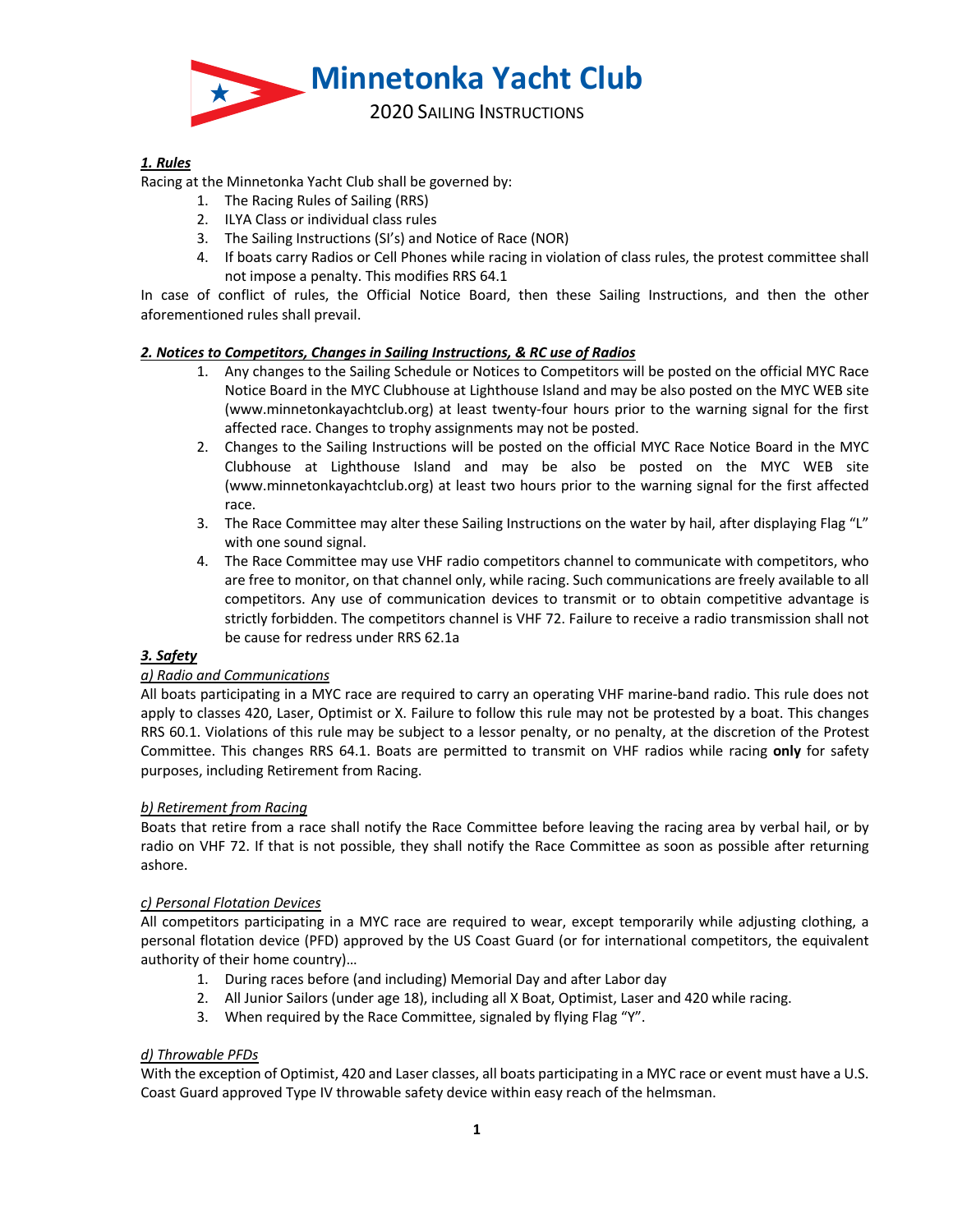# Minnetonka Yacht Club

## 2020 Sailing Instructions

### *1. Rules*

Racing at the Minnetonka Yacht Club shall be governed by:

1. The Racing Rules of Sailing (RRS)
2. ILYA Class or individual class rules
3. The Sailing Instructions (SI's) and Notice of Race (NOR)
4. If boats carry Radios or Cell Phones while racing in violation of class rules, the protest committee shall not impose a penalty. This modifies RRS 64.1

In case of conflict of rules, the Official Notice Board, then these Sailing Instructions, and then the other aforementioned rules shall prevail.

### *2. Notices to Competitors, Changes in Sailing Instructions, & RC use of Radios*

1. Any changes to the Sailing Schedule or Notices to Competitors will be posted on the official MYC Race Notice Board in the MYC Clubhouse at Lighthouse Island and may be also posted on the MYC WEB site (www.minnetonkayachtclub.org) at least twenty-four hours prior to the warning signal for the first affected race. Changes to trophy assignments may not be posted.
2. Changes to the Sailing Instructions will be posted on the official MYC Race Notice Board in the MYC Clubhouse at Lighthouse Island and may be also be posted on the MYC WEB site (www.minnetonkayachtclub.org) at least two hours prior to the warning signal for the first affected race.
3. The Race Committee may alter these Sailing Instructions on the water by hail, after displaying Flag "L" with one sound signal.
4. The Race Committee may use VHF radio competitors channel to communicate with competitors, who are free to monitor, on that channel only, while racing. Such communications are freely available to all competitors. Any use of communication devices to transmit or to obtain competitive advantage is strictly forbidden. The competitors channel is VHF 72. Failure to receive a radio transmission shall not be cause for redress under RRS 62.1a

### *3. Safety*

*a) Radio and Communications*

All boats participating in a MYC race are required to carry an operating VHF marine-band radio. This rule does not apply to classes 420, Laser, Optimist or X. Failure to follow this rule may not be protested by a boat. This changes RRS 60.1. Violations of this rule may be subject to a lessor penalty, or no penalty, at the discretion of the Protest Committee. This changes RRS 64.1. Boats are permitted to transmit on VHF radios while racing **only** for safety purposes, including Retirement from Racing.

*b) Retirement from Racing*

Boats that retire from a race shall notify the Race Committee before leaving the racing area by verbal hail, or by radio on VHF 72. If that is not possible, they shall notify the Race Committee as soon as possible after returning ashore.

*c) Personal Flotation Devices*

All competitors participating in a MYC race are required to wear, except temporarily while adjusting clothing, a personal flotation device (PFD) approved by the US Coast Guard (or for international competitors, the equivalent authority of their home country)…

1. During races before (and including) Memorial Day and after Labor day
2. All Junior Sailors (under age 18), including all X Boat, Optimist, Laser and 420 while racing.
3. When required by the Race Committee, signaled by flying Flag "Y".

*d) Throwable PFDs*

With the exception of Optimist, 420 and Laser classes, all boats participating in a MYC race or event must have a U.S. Coast Guard approved Type IV throwable safety device within easy reach of the helmsman.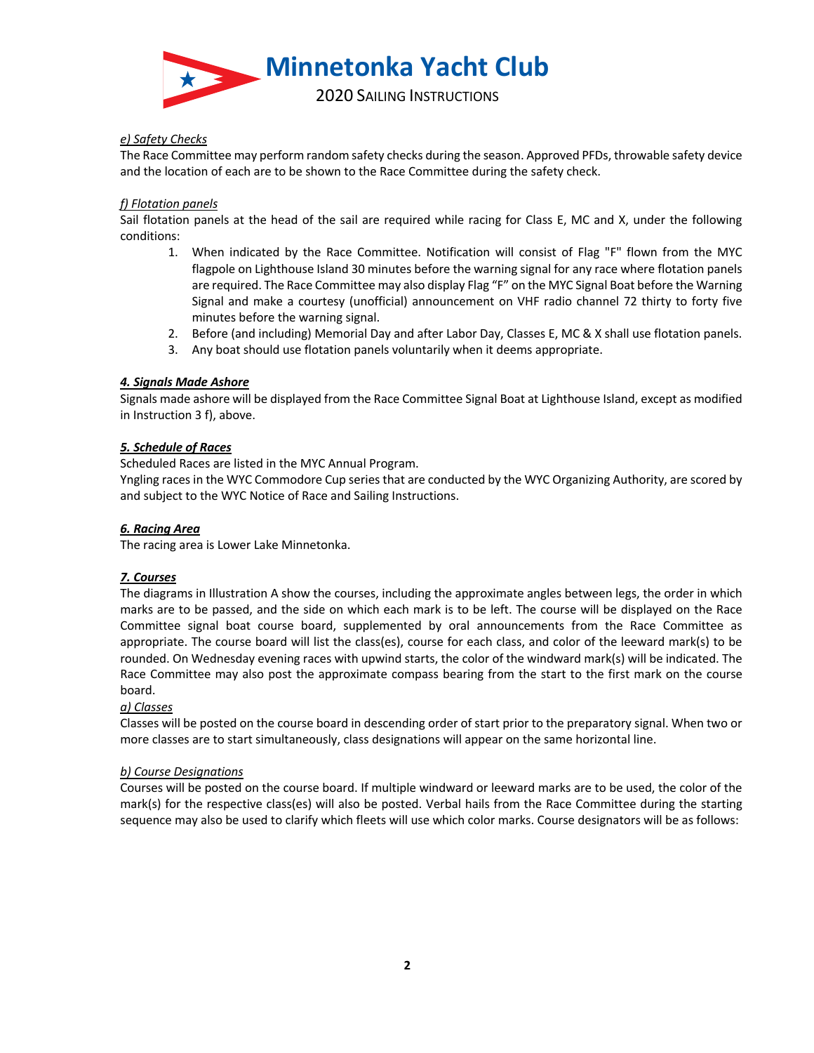*e) Safety Checks*

The Race Committee may perform random safety checks during the season. Approved PFDs, throwable safety device and the location of each are to be shown to the Race Committee during the safety check.

*f) Flotation panels*

Sail flotation panels at the head of the sail are required while racing for Class E, MC and X, under the following conditions:

1. When indicated by the Race Committee. Notification will consist of Flag "F" flown from the MYC flagpole on Lighthouse Island 30 minutes before the warning signal for any race where flotation panels are required. The Race Committee may also display Flag "F" on the MYC Signal Boat before the Warning Signal and make a courtesy (unofficial) announcement on VHF radio channel 72 thirty to forty five minutes before the warning signal.
2. Before (and including) Memorial Day and after Labor Day, Classes E, MC & X shall use flotation panels.
3. Any boat should use flotation panels voluntarily when it deems appropriate.

## 4. Signals Made Ashore

Signals made ashore will be displayed from the Race Committee Signal Boat at Lighthouse Island, except as modified in Instruction 3 f), above.

## 5. Schedule of Races

Scheduled Races are listed in the MYC Annual Program.

Yngling races in the WYC Commodore Cup series that are conducted by the WYC Organizing Authority, are scored by and subject to the WYC Notice of Race and Sailing Instructions.

## 6. Racing Area

The racing area is Lower Lake Minnetonka.

## 7. Courses

The diagrams in Illustration A show the courses, including the approximate angles between legs, the order in which marks are to be passed, and the side on which each mark is to be left. The course will be displayed on the Race Committee signal boat course board, supplemented by oral announcements from the Race Committee as appropriate. The course board will list the class(es), course for each class, and color of the leeward mark(s) to be rounded. On Wednesday evening races with upwind starts, the color of the windward mark(s) will be indicated. The Race Committee may also post the approximate compass bearing from the start to the first mark on the course board.

*a) Classes*

Classes will be posted on the course board in descending order of start prior to the preparatory signal. When two or more classes are to start simultaneously, class designations will appear on the same horizontal line.

*b) Course Designations*

Courses will be posted on the course board. If multiple windward or leeward marks are to be used, the color of the mark(s) for the respective class(es) will also be posted. Verbal hails from the Race Committee during the starting sequence may also be used to clarify which fleets will use which color marks. Course designators will be as follows: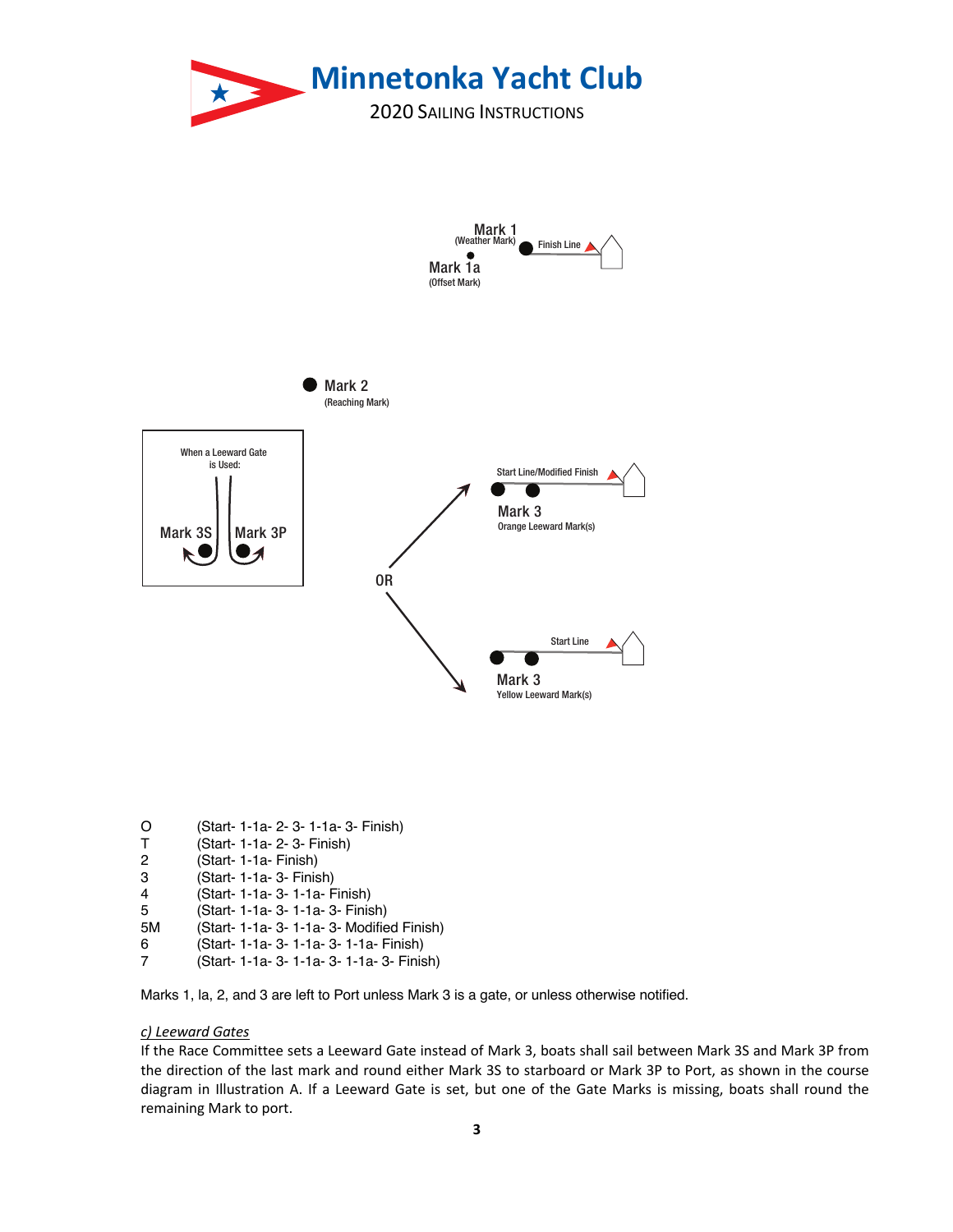Mark 1 (Weather Mark)

Finish Line

Mark 1a (Offset Mark)

Mark 2 (Reaching Mark)

When a Leeward Gate is Used:

Mark 3S    Mark 3P

Start Line/Modified Finish

Mark 3 Orange Leeward Mark(s)

OR

Start Line

Mark 3 Yellow Leeward Mark(s)

| | |
|---|---|
| O | (Start- 1-1a- 2- 3- 1-1a- 3- Finish) |
| T | (Start- 1-1a- 2- 3- Finish) |
| 2 | (Start- 1-1a- Finish) |
| 3 | (Start- 1-1a- 3- Finish) |
| 4 | (Start- 1-1a- 3- 1-1a- Finish) |
| 5 | (Start- 1-1a- 3- 1-1a- 3- Finish) |
| 5M | (Start- 1-1a- 3- 1-1a- 3- Modified Finish) |
| 6 | (Start- 1-1a- 3- 1-1a- 3- 1-1a- Finish) |
| 7 | (Start- 1-1a- 3- 1-1a- 3- 1-1a- 3- Finish) |

Marks 1, la, 2, and 3 are left to Port unless Mark 3 is a gate, or unless otherwise notified.

*c) Leeward Gates*

If the Race Committee sets a Leeward Gate instead of Mark 3, boats shall sail between Mark 3S and Mark 3P from the direction of the last mark and round either Mark 3S to starboard or Mark 3P to Port, as shown in the course diagram in Illustration A. If a Leeward Gate is set, but one of the Gate Marks is missing, boats shall round the remaining Mark to port.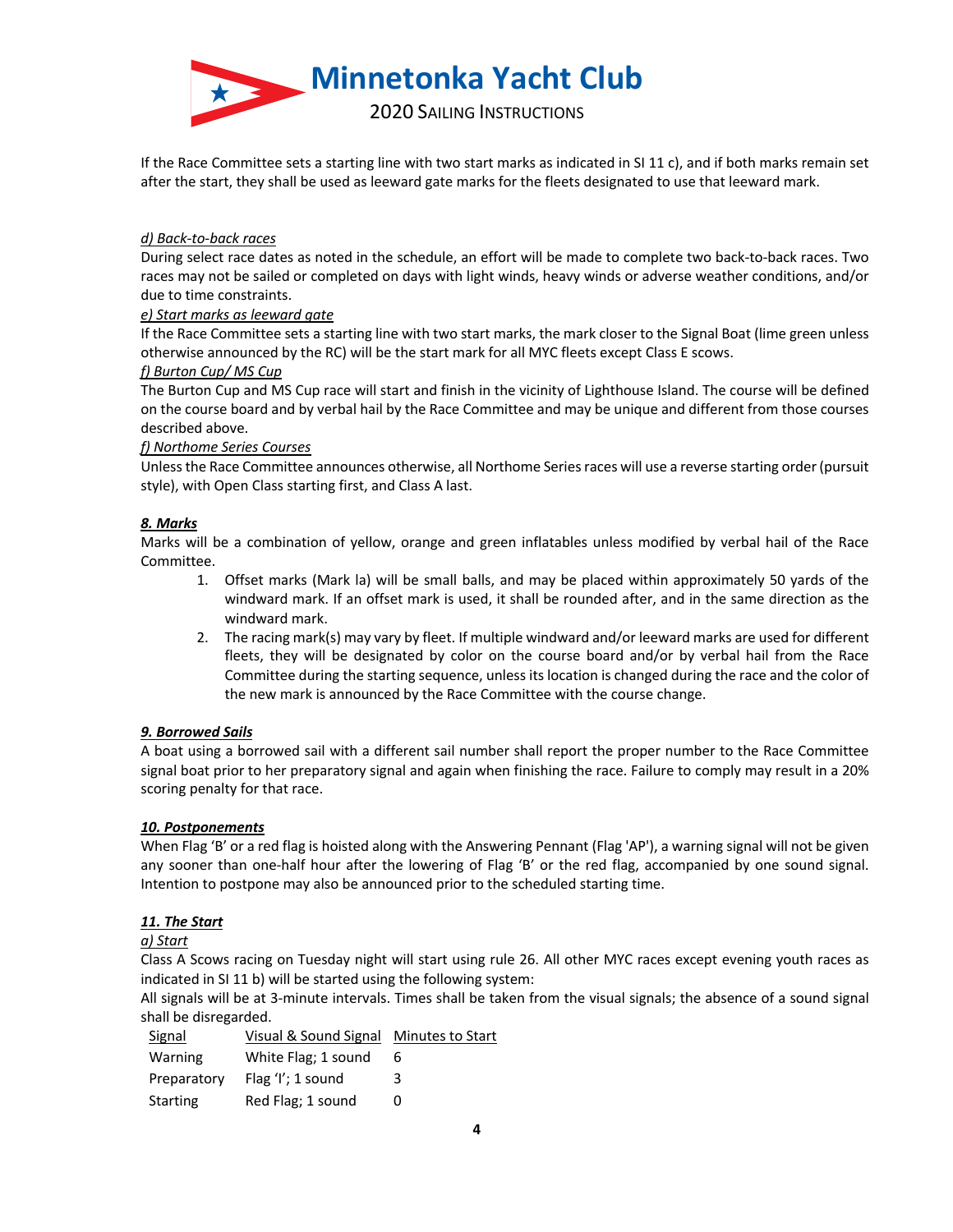If the Race Committee sets a starting line with two start marks as indicated in SI 11 c), and if both marks remain set after the start, they shall be used as leeward gate marks for the fleets designated to use that leeward mark.

*d) Back-to-back races*

During select race dates as noted in the schedule, an effort will be made to complete two back-to-back races. Two races may not be sailed or completed on days with light winds, heavy winds or adverse weather conditions, and/or due to time constraints.

*e) Start marks as leeward gate*

If the Race Committee sets a starting line with two start marks, the mark closer to the Signal Boat (lime green unless otherwise announced by the RC) will be the start mark for all MYC fleets except Class E scows.

*f) Burton Cup/ MS Cup*

The Burton Cup and MS Cup race will start and finish in the vicinity of Lighthouse Island. The course will be defined on the course board and by verbal hail by the Race Committee and may be unique and different from those courses described above.

*f) Northome Series Courses*

Unless the Race Committee announces otherwise, all Northome Series races will use a reverse starting order (pursuit style), with Open Class starting first, and Class A last.

### *8. Marks*

Marks will be a combination of yellow, orange and green inflatables unless modified by verbal hail of the Race Committee.

1. Offset marks (Mark la) will be small balls, and may be placed within approximately 50 yards of the windward mark. If an offset mark is used, it shall be rounded after, and in the same direction as the windward mark.
2. The racing mark(s) may vary by fleet. If multiple windward and/or leeward marks are used for different fleets, they will be designated by color on the course board and/or by verbal hail from the Race Committee during the starting sequence, unless its location is changed during the race and the color of the new mark is announced by the Race Committee with the course change.

### *9. Borrowed Sails*

A boat using a borrowed sail with a different sail number shall report the proper number to the Race Committee signal boat prior to her preparatory signal and again when finishing the race. Failure to comply may result in a 20% scoring penalty for that race.

### *10. Postponements*

When Flag 'B' or a red flag is hoisted along with the Answering Pennant (Flag 'AP'), a warning signal will not be given any sooner than one-half hour after the lowering of Flag 'B' or the red flag, accompanied by one sound signal. Intention to postpone may also be announced prior to the scheduled starting time.

### *11. The Start*

*a) Start*

Class A Scows racing on Tuesday night will start using rule 26. All other MYC races except evening youth races as indicated in SI 11 b) will be started using the following system:

All signals will be at 3-minute intervals. Times shall be taken from the visual signals; the absence of a sound signal shall be disregarded.

| Signal | Visual & Sound Signal | Minutes to Start |
|---|---|---|
| Warning | White Flag; 1 sound | 6 |
| Preparatory | Flag 'I'; 1 sound | 3 |
| Starting | Red Flag; 1 sound | 0 |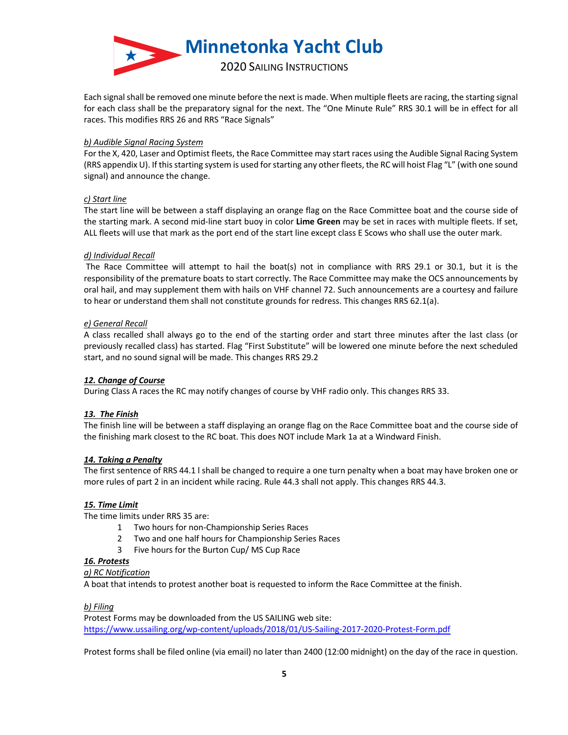Each signal shall be removed one minute before the next is made. When multiple fleets are racing, the starting signal for each class shall be the preparatory signal for the next. The "One Minute Rule" RRS 30.1 will be in effect for all races. This modifies RRS 26 and RRS "Race Signals"

*b) Audible Signal Racing System*

For the X, 420, Laser and Optimist fleets, the Race Committee may start races using the Audible Signal Racing System (RRS appendix U). If this starting system is used for starting any other fleets, the RC will hoist Flag "L" (with one sound signal) and announce the change.

*c) Start line*

The start line will be between a staff displaying an orange flag on the Race Committee boat and the course side of the starting mark. A second mid-line start buoy in color **Lime Green** may be set in races with multiple fleets. If set, ALL fleets will use that mark as the port end of the start line except class E Scows who shall use the outer mark.

*d) Individual Recall*

The Race Committee will attempt to hail the boat(s) not in compliance with RRS 29.1 or 30.1, but it is the responsibility of the premature boats to start correctly. The Race Committee may make the OCS announcements by oral hail, and may supplement them with hails on VHF channel 72. Such announcements are a courtesy and failure to hear or understand them shall not constitute grounds for redress. This changes RRS 62.1(a).

*e) General Recall*

A class recalled shall always go to the end of the starting order and start three minutes after the last class (or previously recalled class) has started. Flag "First Substitute" will be lowered one minute before the next scheduled start, and no sound signal will be made. This changes RRS 29.2

## *12. Change of Course*

During Class A races the RC may notify changes of course by VHF radio only. This changes RRS 33.

## *13. The Finish*

The finish line will be between a staff displaying an orange flag on the Race Committee boat and the course side of the finishing mark closest to the RC boat. This does NOT include Mark 1a at a Windward Finish.

## *14. Taking a Penalty*

The first sentence of RRS 44.1 l shall be changed to require a one turn penalty when a boat may have broken one or more rules of part 2 in an incident while racing. Rule 44.3 shall not apply. This changes RRS 44.3.

## *15. Time Limit*

The time limits under RRS 35 are:

1. Two hours for non-Championship Series Races
2. Two and one half hours for Championship Series Races
3. Five hours for the Burton Cup/ MS Cup Race

## *16. Protests*

*a) RC Notification*

A boat that intends to protest another boat is requested to inform the Race Committee at the finish.

*b) Filing*

Protest Forms may be downloaded from the US SAILING web site:
https://www.ussailing.org/wp-content/uploads/2018/01/US-Sailing-2017-2020-Protest-Form.pdf

Protest forms shall be filed online (via email) no later than 2400 (12:00 midnight) on the day of the race in question.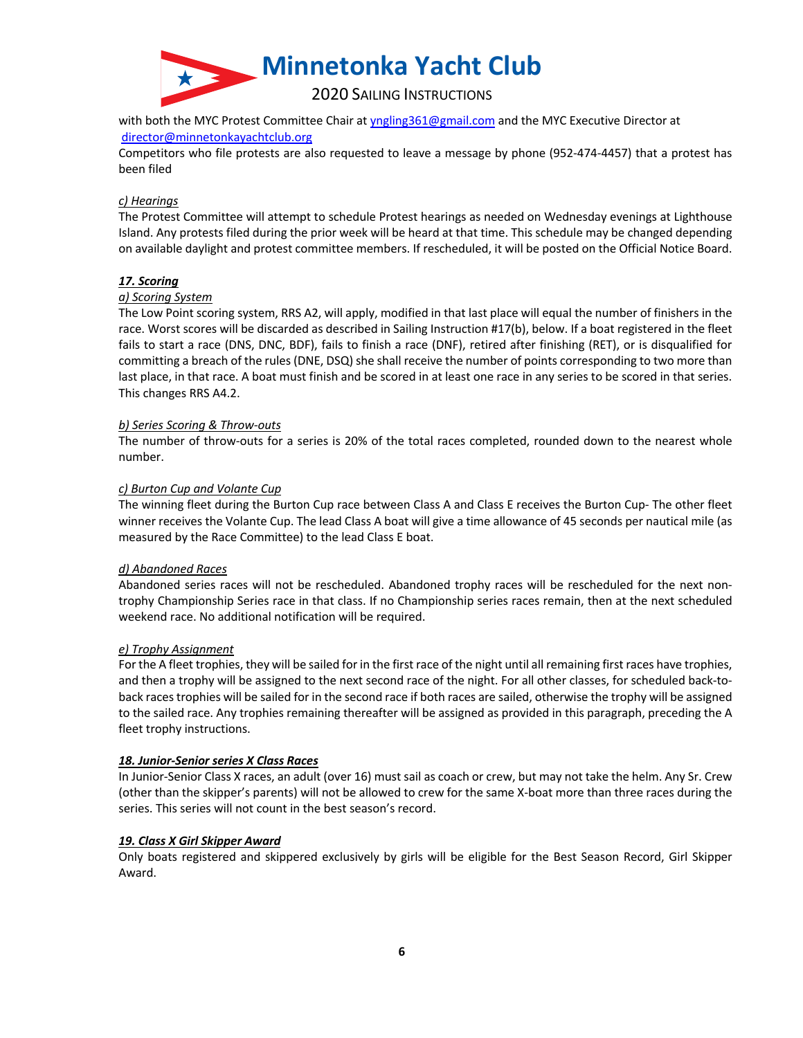with both the MYC Protest Committee Chair at [yngling361@gmail.com](mailto:yngling361@gmail.com) and the MYC Executive Director at [director@minnetonkayachtclub.org](mailto:director@minnetonkayachtclub.org)
Competitors who file protests are also requested to leave a message by phone (952-474-4457) that a protest has been filed

*c) Hearings*
The Protest Committee will attempt to schedule Protest hearings as needed on Wednesday evenings at Lighthouse Island. Any protests filed during the prior week will be heard at that time. This schedule may be changed depending on available daylight and protest committee members. If rescheduled, it will be posted on the Official Notice Board.

## 17. Scoring

*a) Scoring System*
The Low Point scoring system, RRS A2, will apply, modified in that last place will equal the number of finishers in the race. Worst scores will be discarded as described in Sailing Instruction #17(b), below. If a boat registered in the fleet fails to start a race (DNS, DNC, BDF), fails to finish a race (DNF), retired after finishing (RET), or is disqualified for committing a breach of the rules (DNE, DSQ) she shall receive the number of points corresponding to two more than last place, in that race. A boat must finish and be scored in at least one race in any series to be scored in that series. This changes RRS A4.2.

*b) Series Scoring & Throw-outs*
The number of throw-outs for a series is 20% of the total races completed, rounded down to the nearest whole number.

*c) Burton Cup and Volante Cup*
The winning fleet during the Burton Cup race between Class A and Class E receives the Burton Cup- The other fleet winner receives the Volante Cup. The lead Class A boat will give a time allowance of 45 seconds per nautical mile (as measured by the Race Committee) to the lead Class E boat.

*d) Abandoned Races*
Abandoned series races will not be rescheduled. Abandoned trophy races will be rescheduled for the next non-trophy Championship Series race in that class. If no Championship series races remain, then at the next scheduled weekend race. No additional notification will be required.

*e) Trophy Assignment*
For the A fleet trophies, they will be sailed for in the first race of the night until all remaining first races have trophies, and then a trophy will be assigned to the next second race of the night. For all other classes, for scheduled back-to-back races trophies will be sailed for in the second race if both races are sailed, otherwise the trophy will be assigned to the sailed race. Any trophies remaining thereafter will be assigned as provided in this paragraph, preceding the A fleet trophy instructions.

## 18. Junior-Senior series X Class Races

In Junior-Senior Class X races, an adult (over 16) must sail as coach or crew, but may not take the helm. Any Sr. Crew (other than the skipper's parents) will not be allowed to crew for the same X-boat more than three races during the series. This series will not count in the best season's record.

## 19. Class X Girl Skipper Award

Only boats registered and skippered exclusively by girls will be eligible for the Best Season Record, Girl Skipper Award.